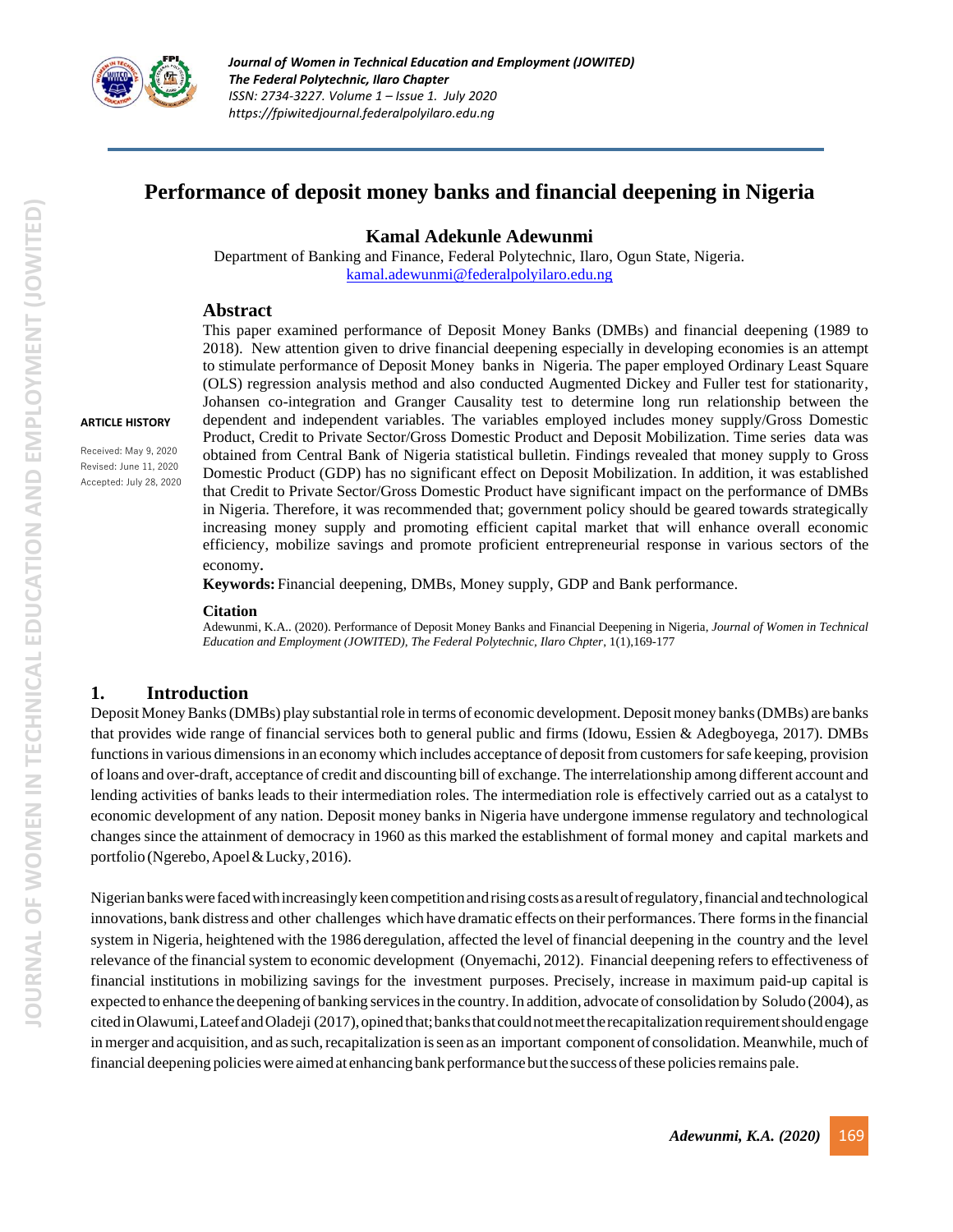# Performance of deposit money banks and financial deepening in Nigeria

**Kamal Adekunle Adewunmi**

Department of Banking and Finance, Federal Polytechnic, Ilaro, Ogun State, Nigeria.
kamal.adewunmi@federalpolyilaro.edu.ng

**ARTICLE HISTORY**

Received: May 9, 2020
Revised: June 11, 2020
Accepted: July 28, 2020

## Abstract

This paper examined performance of Deposit Money Banks (DMBs) and financial deepening (1989 to 2018). New attention given to drive financial deepening especially in developing economies is an attempt to stimulate performance of Deposit Money banks in Nigeria. The paper employed Ordinary Least Square (OLS) regression analysis method and also conducted Augmented Dickey and Fuller test for stationarity, Johansen co-integration and Granger Causality test to determine long run relationship between the dependent and independent variables. The variables employed includes money supply/Gross Domestic Product, Credit to Private Sector/Gross Domestic Product and Deposit Mobilization. Time series data was obtained from Central Bank of Nigeria statistical bulletin. Findings revealed that money supply to Gross Domestic Product (GDP) has no significant effect on Deposit Mobilization. In addition, it was established that Credit to Private Sector/Gross Domestic Product have significant impact on the performance of DMBs in Nigeria. Therefore, it was recommended that; government policy should be geared towards strategically increasing money supply and promoting efficient capital market that will enhance overall economic efficiency, mobilize savings and promote proficient entrepreneurial response in various sectors of the economy.

**Keywords:** Financial deepening, DMBs, Money supply, GDP and Bank performance.

**Citation**

Adewunmi, K.A.. (2020). Performance of Deposit Money Banks and Financial Deepening in Nigeria, *Journal of Women in Technical Education and Employment (JOWITED), The Federal Polytechnic, Ilaro Chpter*, 1(1),169-177

## 1. Introduction

Deposit Money Banks (DMBs) play substantial role in terms of economic development. Deposit money banks (DMBs) are banks that provides wide range of financial services both to general public and firms (Idowu, Essien & Adegboyega, 2017). DMBs functions in various dimensions in an economy which includes acceptance of deposit from customers for safe keeping, provision of loans and over-draft, acceptance of credit and discounting bill of exchange. The interrelationship among different account and lending activities of banks leads to their intermediation roles. The intermediation role is effectively carried out as a catalyst to economic development of any nation. Deposit money banks in Nigeria have undergone immense regulatory and technological changes since the attainment of democracy in 1960 as this marked the establishment of formal money and capital markets and portfolio (Ngerebo, Apoel & Lucky, 2016).

Nigerian banks were faced with increasingly keen competition and rising costs as a result of regulatory, financial and technological innovations, bank distress and other challenges which have dramatic effects on their performances. There forms in the financial system in Nigeria, heightened with the 1986 deregulation, affected the level of financial deepening in the country and the level relevance of the financial system to economic development (Onyemachi, 2012). Financial deepening refers to effectiveness of financial institutions in mobilizing savings for the investment purposes. Precisely, increase in maximum paid-up capital is expected to enhance the deepening of banking services in the country. In addition, advocate of consolidation by Soludo (2004), as cited in Olawumi, Lateef and Oladeji (2017), opined that; banks that could not meet the recapitalization requirement should engage in merger and acquisition, and as such, recapitalization is seen as an important component of consolidation. Meanwhile, much of financial deepening policies were aimed at enhancing bank performance but the success of these policies remains pale.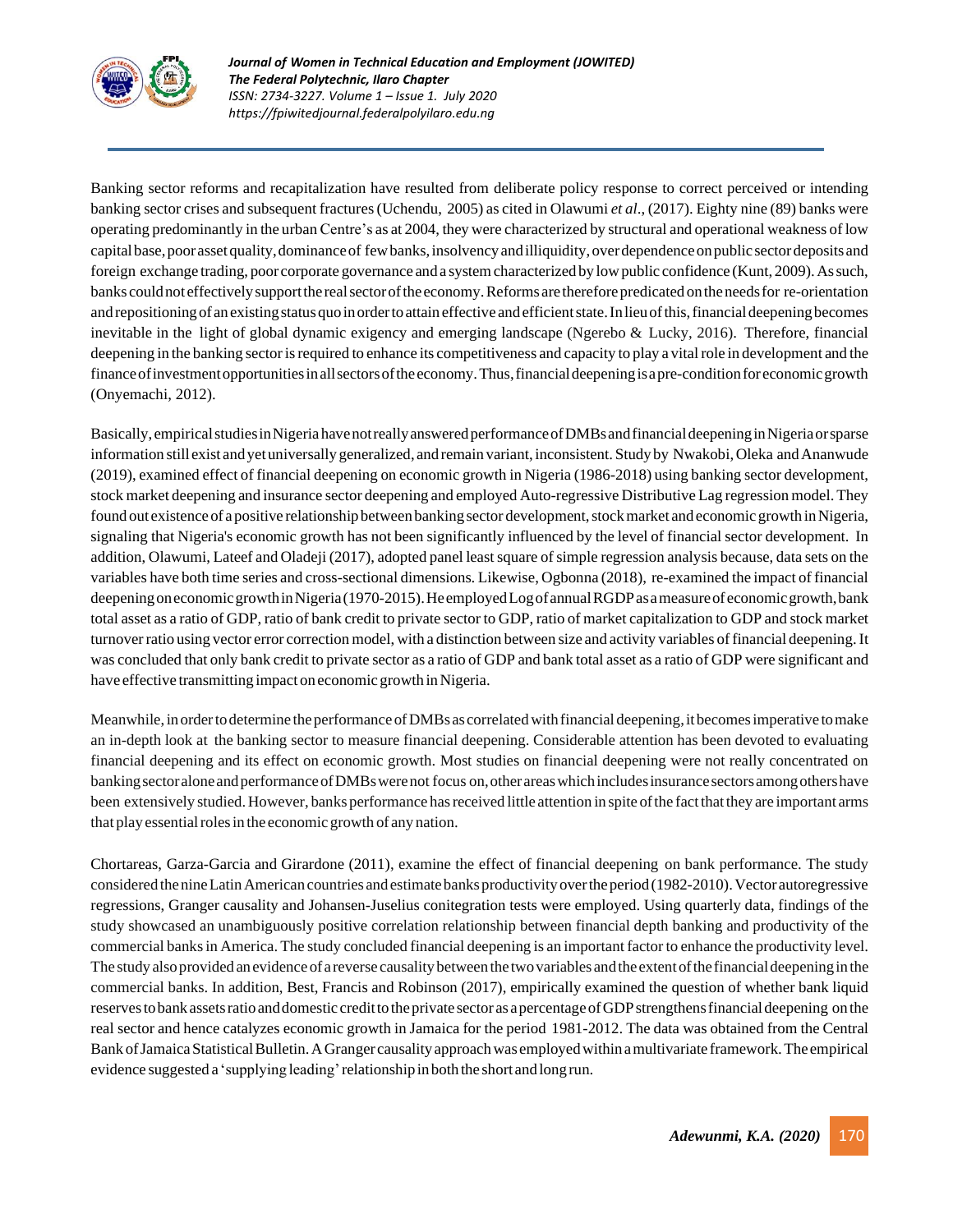Banking sector reforms and recapitalization have resulted from deliberate policy response to correct perceived or intending banking sector crises and subsequent fractures (Uchendu, 2005) as cited in Olawumi *et al*., (2017). Eighty nine (89) banks were operating predominantly in the urban Centre's as at 2004, they were characterized by structural and operational weakness of low capital base, poor asset quality, dominance of few banks, insolvency and illiquidity, over dependence on public sector deposits and foreign exchange trading, poor corporate governance and a system characterized by low public confidence (Kunt, 2009). As such, banks could not effectively support the real sector of the economy. Reforms are therefore predicated on the needs for re-orientation and repositioning of an existing status quo in order to attain effective and efficient state. In lieu of this, financial deepening becomes inevitable in the light of global dynamic exigency and emerging landscape (Ngerebo & Lucky, 2016). Therefore, financial deepening in the banking sector is required to enhance its competitiveness and capacity to play a vital role in development and the finance of investment opportunities in all sectors of the economy. Thus, financial deepening is a pre-condition for economic growth (Onyemachi, 2012).

Basically, empirical studies in Nigeria have not really answered performance of DMBs and financial deepening in Nigeria or sparse information still exist and yet universally generalized, and remain variant, inconsistent. Study by Nwakobi, Oleka and Ananwude (2019), examined effect of financial deepening on economic growth in Nigeria (1986-2018) using banking sector development, stock market deepening and insurance sector deepening and employed Auto-regressive Distributive Lag regression model. They found out existence of a positive relationship between banking sector development, stock market and economic growth in Nigeria, signaling that Nigeria's economic growth has not been significantly influenced by the level of financial sector development. In addition, Olawumi, Lateef and Oladeji (2017), adopted panel least square of simple regression analysis because, data sets on the variables have both time series and cross-sectional dimensions. Likewise, Ogbonna (2018), re-examined the impact of financial deepening on economic growth in Nigeria (1970-2015). He employed Log of annual RGDP as a measure of economic growth, bank total asset as a ratio of GDP, ratio of bank credit to private sector to GDP, ratio of market capitalization to GDP and stock market turnover ratio using vector error correction model, with a distinction between size and activity variables of financial deepening. It was concluded that only bank credit to private sector as a ratio of GDP and bank total asset as a ratio of GDP were significant and have effective transmitting impact on economic growth in Nigeria.

Meanwhile, in order to determine the performance of DMBs as correlated with financial deepening, it becomes imperative to make an in-depth look at the banking sector to measure financial deepening. Considerable attention has been devoted to evaluating financial deepening and its effect on economic growth. Most studies on financial deepening were not really concentrated on banking sector alone and performance of DMBs were not focus on, other areas which includes insurance sectors among others have been extensively studied. However, banks performance has received little attention in spite of the fact that they are important arms that play essential roles in the economic growth of any nation.

Chortareas, Garza-Garcia and Girardone (2011), examine the effect of financial deepening on bank performance. The study considered the nine Latin American countries and estimate banks productivity over the period (1982-2010). Vector autoregressive regressions, Granger causality and Johansen-Juselius conitegration tests were employed. Using quarterly data, findings of the study showcased an unambiguously positive correlation relationship between financial depth banking and productivity of the commercial banks in America. The study concluded financial deepening is an important factor to enhance the productivity level. The study also provided an evidence of a reverse causality between the two variables and the extent of the financial deepening in the commercial banks. In addition, Best, Francis and Robinson (2017), empirically examined the question of whether bank liquid reserves to bank assets ratio and domestic credit to the private sector as a percentage of GDP strengthens financial deepening on the real sector and hence catalyzes economic growth in Jamaica for the period 1981-2012. The data was obtained from the Central Bank of Jamaica Statistical Bulletin. A Granger causality approach was employed within a multivariate framework. The empirical evidence suggested a 'supplying leading' relationship in both the short and long run.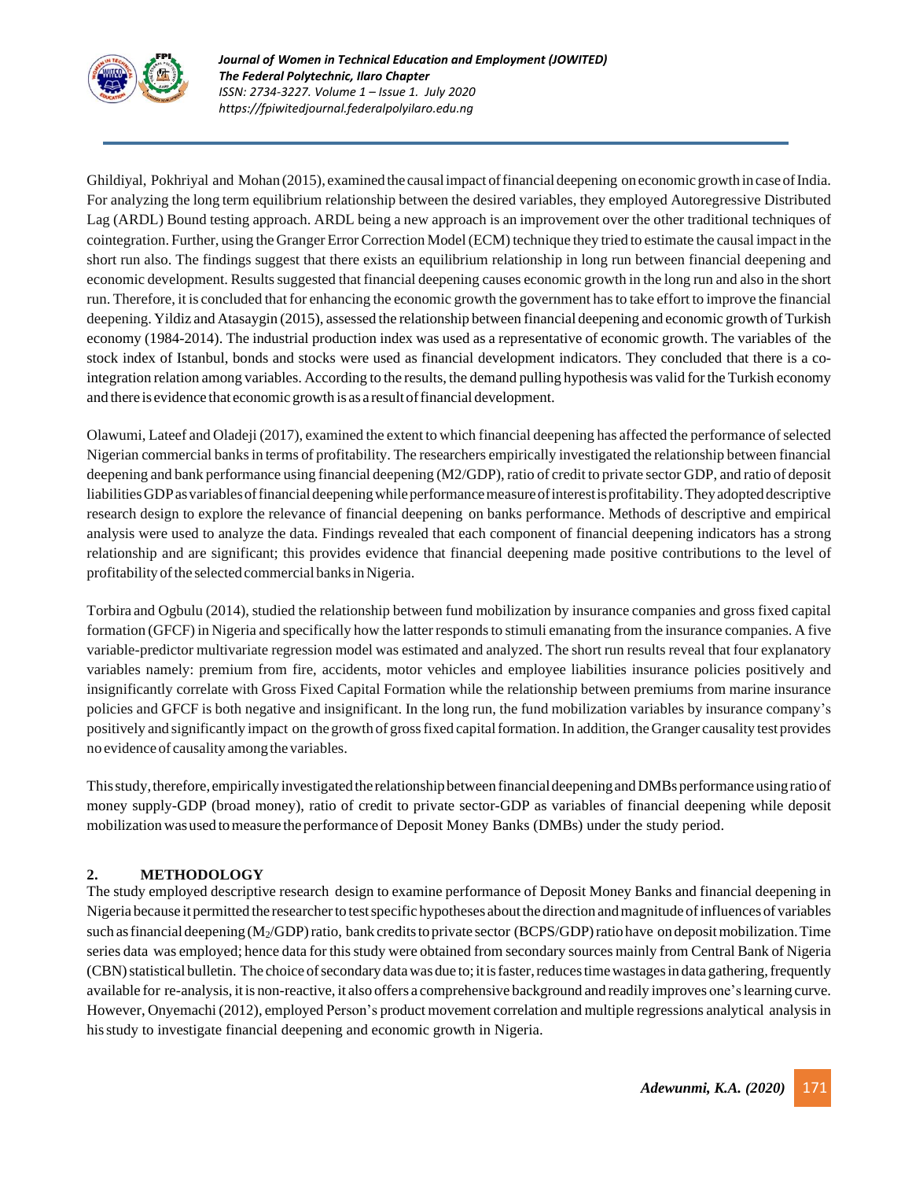Ghildiyal, Pokhriyal and Mohan (2015), examined the causal impact of financial deepening on economic growth in case of India. For analyzing the long term equilibrium relationship between the desired variables, they employed Autoregressive Distributed Lag (ARDL) Bound testing approach. ARDL being a new approach is an improvement over the other traditional techniques of cointegration. Further, using the Granger Error Correction Model (ECM) technique they tried to estimate the causal impact in the short run also. The findings suggest that there exists an equilibrium relationship in long run between financial deepening and economic development. Results suggested that financial deepening causes economic growth in the long run and also in the short run. Therefore, it is concluded that for enhancing the economic growth the government has to take effort to improve the financial deepening. Yildiz and Atasaygin (2015), assessed the relationship between financial deepening and economic growth of Turkish economy (1984-2014). The industrial production index was used as a representative of economic growth. The variables of the stock index of Istanbul, bonds and stocks were used as financial development indicators. They concluded that there is a co-integration relation among variables. According to the results, the demand pulling hypothesis was valid for the Turkish economy and there is evidence that economic growth is as a result of financial development.

Olawumi, Lateef and Oladeji (2017), examined the extent to which financial deepening has affected the performance of selected Nigerian commercial banks in terms of profitability. The researchers empirically investigated the relationship between financial deepening and bank performance using financial deepening (M2/GDP), ratio of credit to private sector GDP, and ratio of deposit liabilities GDP as variables of financial deepening while performance measure of interest is profitability. They adopted descriptive research design to explore the relevance of financial deepening on banks performance. Methods of descriptive and empirical analysis were used to analyze the data. Findings revealed that each component of financial deepening indicators has a strong relationship and are significant; this provides evidence that financial deepening made positive contributions to the level of profitability of the selected commercial banks in Nigeria.

Torbira and Ogbulu (2014), studied the relationship between fund mobilization by insurance companies and gross fixed capital formation (GFCF) in Nigeria and specifically how the latter responds to stimuli emanating from the insurance companies. A five variable-predictor multivariate regression model was estimated and analyzed. The short run results reveal that four explanatory variables namely: premium from fire, accidents, motor vehicles and employee liabilities insurance policies positively and insignificantly correlate with Gross Fixed Capital Formation while the relationship between premiums from marine insurance policies and GFCF is both negative and insignificant. In the long run, the fund mobilization variables by insurance company's positively and significantly impact on the growth of gross fixed capital formation. In addition, the Granger causality test provides no evidence of causality among the variables.

This study, therefore, empirically investigated the relationship between financial deepening and DMBs performance using ratio of money supply-GDP (broad money), ratio of credit to private sector-GDP as variables of financial deepening while deposit mobilization was used to measure the performance of Deposit Money Banks (DMBs) under the study period.

## 2. METHODOLOGY

The study employed descriptive research design to examine performance of Deposit Money Banks and financial deepening in Nigeria because it permitted the researcher to test specific hypotheses about the direction and magnitude of influences of variables such as financial deepening ($M_2$/GDP) ratio, bank credits to private sector (BCPS/GDP) ratio have on deposit mobilization. Time series data was employed; hence data for this study were obtained from secondary sources mainly from Central Bank of Nigeria (CBN) statistical bulletin. The choice of secondary data was due to; it is faster, reduces time wastages in data gathering, frequently available for re-analysis, it is non-reactive, it also offers a comprehensive background and readily improves one's learning curve. However, Onyemachi (2012), employed Person's product movement correlation and multiple regressions analytical analysis in his study to investigate financial deepening and economic growth in Nigeria.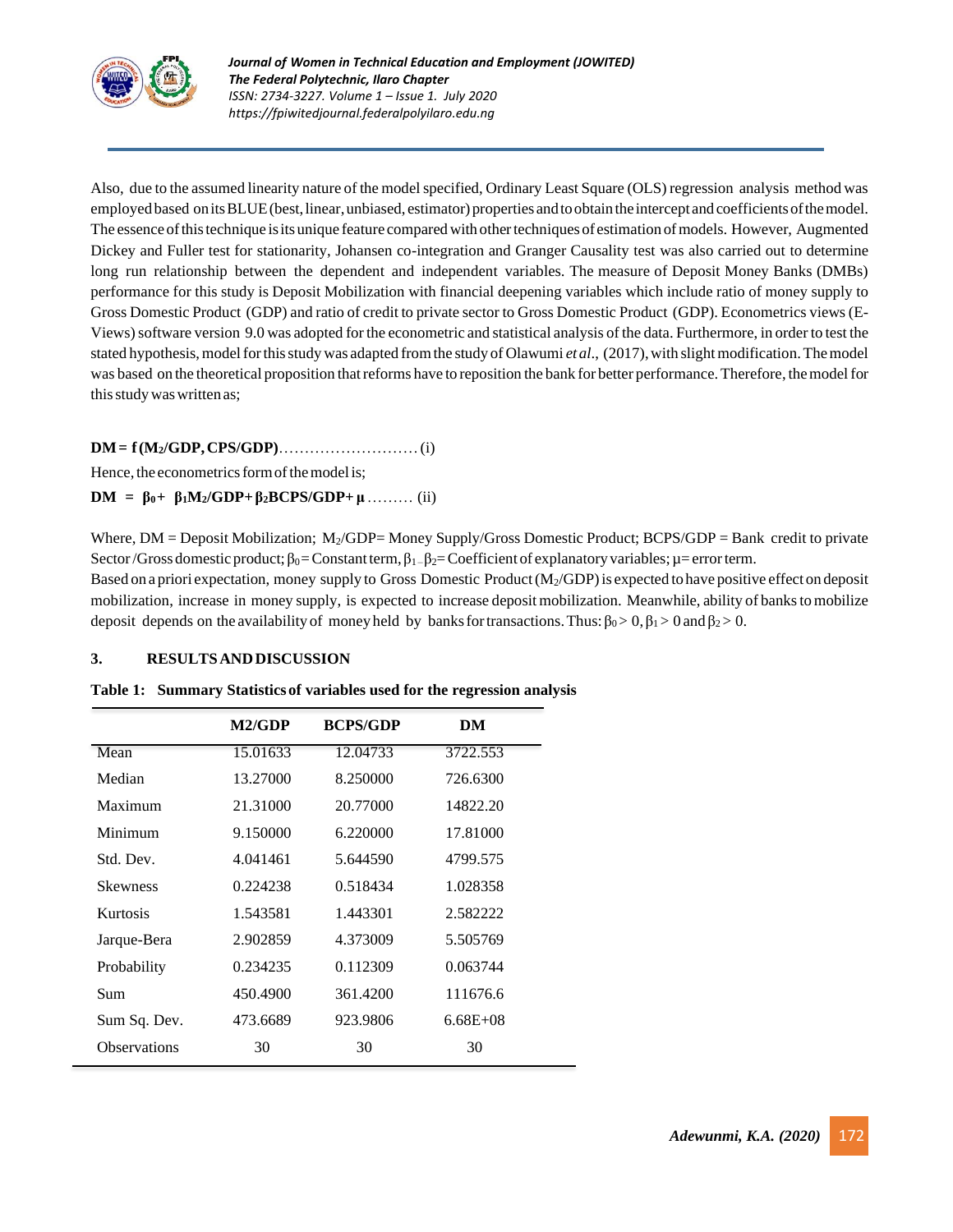Also, due to the assumed linearity nature of the model specified, Ordinary Least Square (OLS) regression analysis method was employed based on its BLUE (best, linear, unbiased, estimator) properties and to obtain the intercept and coefficients of the model. The essence of this technique is its unique feature compared with other techniques of estimation of models. However, Augmented Dickey and Fuller test for stationarity, Johansen co-integration and Granger Causality test was also carried out to determine long run relationship between the dependent and independent variables. The measure of Deposit Money Banks (DMBs) performance for this study is Deposit Mobilization with financial deepening variables which include ratio of money supply to Gross Domestic Product (GDP) and ratio of credit to private sector to Gross Domestic Product (GDP). Econometrics views (E-Views) software version 9.0 was adopted for the econometric and statistical analysis of the data. Furthermore, in order to test the stated hypothesis, model for this study was adapted from the study of Olawumi *et al*., (2017), with slight modification. The model was based on the theoretical proposition that reforms have to reposition the bank for better performance. Therefore, the model for this study was written as;

**DM = f ($M_2$/GDP, CPS/GDP)**……………………… (i)

Hence, the econometrics form of the model is;

**DM = $\beta_0$ + $\beta_1 M_2$/GDP + $\beta_2$BCPS/GDP + $\mu$** ……… (ii)

Where, DM = Deposit Mobilization; $M_2$/GDP= Money Supply/Gross Domestic Product; BCPS/GDP = Bank credit to private Sector /Gross domestic product; $\beta_0$ = Constant term, $\beta_1 - \beta_2$ = Coefficient of explanatory variables; $\mu$ = error term.
Based on a priori expectation, money supply to Gross Domestic Product ($M_2$/GDP) is expected to have positive effect on deposit mobilization, increase in money supply, is expected to increase deposit mobilization. Meanwhile, ability of banks to mobilize deposit depends on the availability of money held by banks for transactions. Thus: $\beta_0 > 0$, $\beta_1 > 0$ and $\beta_2 > 0$.

## 3. RESULTS AND DISCUSSION

**Table 1: Summary Statistics of variables used for the regression analysis**

| | M2/GDP | BCPS/GDP | DM |
|---|---|---|---|
| Mean | 15.01633 | 12.04733 | 3722.553 |
| Median | 13.27000 | 8.250000 | 726.6300 |
| Maximum | 21.31000 | 20.77000 | 14822.20 |
| Minimum | 9.150000 | 6.220000 | 17.81000 |
| Std. Dev. | 4.041461 | 5.644590 | 4799.575 |
| Skewness | 0.224238 | 0.518434 | 1.028358 |
| Kurtosis | 1.543581 | 1.443301 | 2.582222 |
| Jarque-Bera | 2.902859 | 4.373009 | 5.505769 |
| Probability | 0.234235 | 0.112309 | 0.063744 |
| Sum | 450.4900 | 361.4200 | 111676.6 |
| Sum Sq. Dev. | 473.6689 | 923.9806 | 6.68E+08 |
| Observations | 30 | 30 | 30 |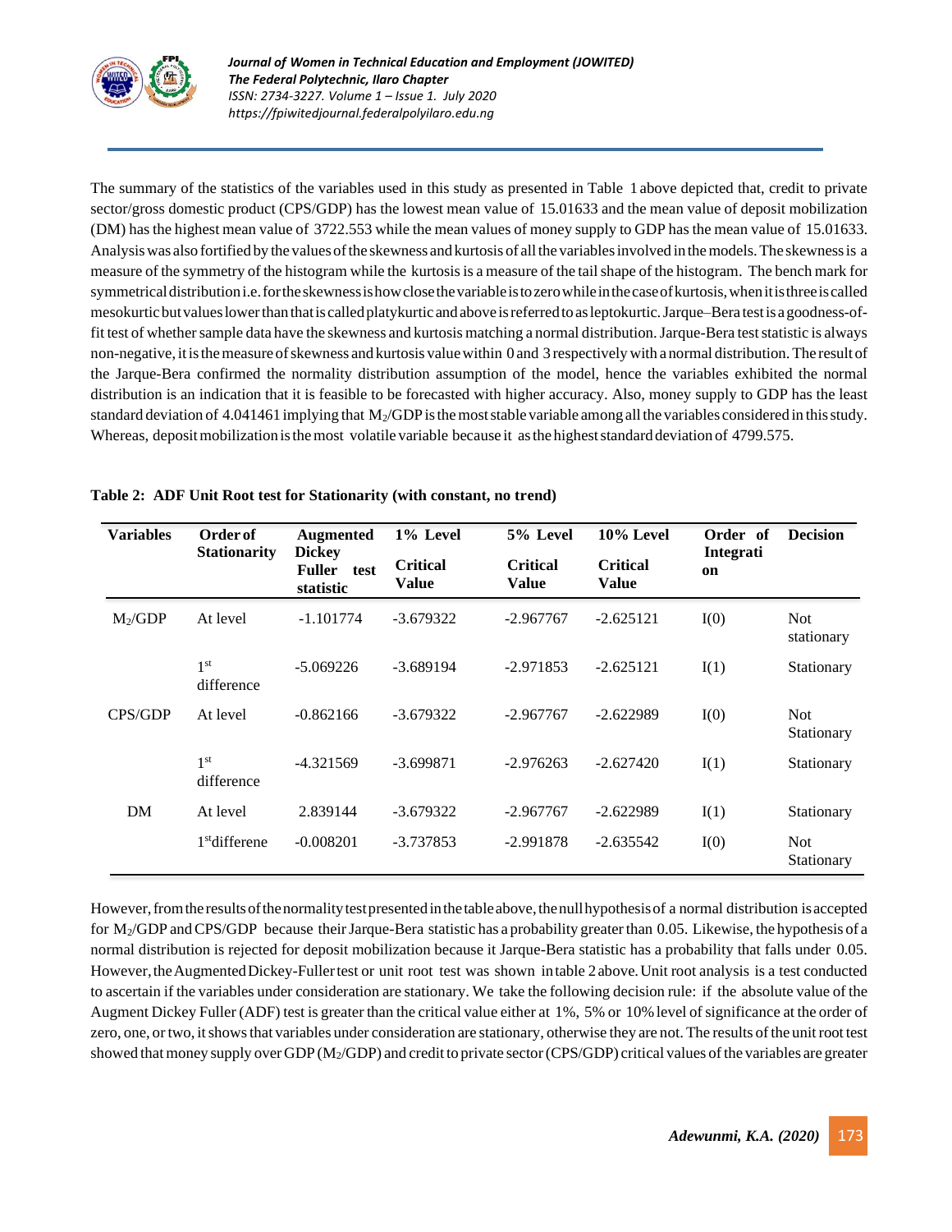The summary of the statistics of the variables used in this study as presented in Table 1 above depicted that, credit to private sector/gross domestic product (CPS/GDP) has the lowest mean value of 15.01633 and the mean value of deposit mobilization (DM) has the highest mean value of 3722.553 while the mean values of money supply to GDP has the mean value of 15.01633. Analysis was also fortified by the values of the skewness and kurtosis of all the variables involved in the models. The skewness is a measure of the symmetry of the histogram while the kurtosis is a measure of the tail shape of the histogram. The bench mark for symmetrical distribution i.e. for the skewness is how close the variable is to zero while in the case of kurtosis, when it is three is called mesokurtic but values lower than that is called platykurtic and above is referred to as leptokurtic. Jarque–Bera test is a goodness-of-fit test of whether sample data have the skewness and kurtosis matching a normal distribution. Jarque-Bera test statistic is always non-negative, it is the measure of skewness and kurtosis value within 0 and 3 respectively with a normal distribution. The result of the Jarque-Bera confirmed the normality distribution assumption of the model, hence the variables exhibited the normal distribution is an indication that it is feasible to be forecasted with higher accuracy. Also, money supply to GDP has the least standard deviation of 4.041461 implying that $M_2$/GDP is the most stable variable among all the variables considered in this study. Whereas, deposit mobilization is the most volatile variable because it as the highest standard deviation of 4799.575.

**Table 2: ADF Unit Root test for Stationarity (with constant, no trend)**

| Variables | Order of Stationarity | Augmented Dickey Fuller test statistic | 1% Level Critical Value | 5% Level Critical Value | 10% Level Critical Value | Order of Integration | Decision |
|---|---|---|---|---|---|---|---|
| $M_2$/GDP | At level | -1.101774 | -3.679322 | -2.967767 | -2.625121 | I(0) | Not stationary |
| | 1st difference | -5.069226 | -3.689194 | -2.971853 | -2.625121 | I(1) | Stationary |
| CPS/GDP | At level | -0.862166 | -3.679322 | -2.967767 | -2.622989 | I(0) | Not Stationary |
| | 1st difference | -4.321569 | -3.699871 | -2.976263 | -2.627420 | I(1) | Stationary |
| DM | At level | 2.839144 | -3.679322 | -2.967767 | -2.622989 | I(1) | Stationary |
| | 1stdifferene | -0.008201 | -3.737853 | -2.991878 | -2.635542 | I(0) | Not Stationary |

However, from the results of the normality test presented in the table above, the null hypothesis of a normal distribution is accepted for $M_2$/GDP and CPS/GDP because their Jarque-Bera statistic has a probability greater than 0.05. Likewise, the hypothesis of a normal distribution is rejected for deposit mobilization because it Jarque-Bera statistic has a probability that falls under 0.05. However, the Augmented Dickey-Fuller test or unit root test was shown in table 2 above. Unit root analysis is a test conducted to ascertain if the variables under consideration are stationary. We take the following decision rule: if the absolute value of the Augment Dickey Fuller (ADF) test is greater than the critical value either at 1%, 5% or 10% level of significance at the order of zero, one, or two, it shows that variables under consideration are stationary, otherwise they are not. The results of the unit root test showed that money supply over GDP ($M_2$/GDP) and credit to private sector (CPS/GDP) critical values of the variables are greater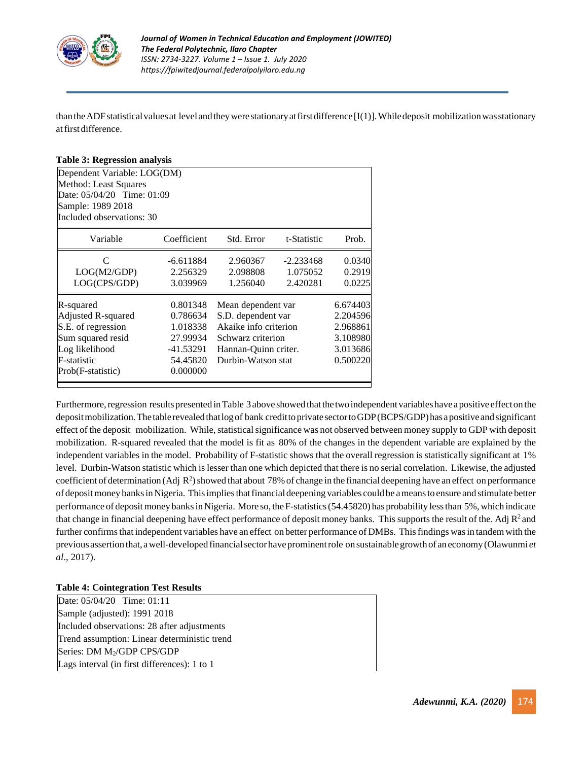than the ADF statistical values at level and they were stationary at first difference [I(1)]. While deposit mobilization was stationary at first difference.

**Table 3: Regression analysis**

Dependent Variable: LOG(DM)
Method: Least Squares
Date: 05/04/20 Time: 01:09
Sample: 1989 2018
Included observations: 30

| Variable | Coefficient | Std. Error | t-Statistic | Prob. |
|---|---|---|---|---|
| C | -6.611884 | 2.960367 | -2.233468 | 0.0340 |
| LOG(M2/GDP) | 2.256329 | 2.098808 | 1.075052 | 0.2919 |
| LOG(CPS/GDP) | 3.039969 | 1.256040 | 2.420281 | 0.0225 |

| | | | |
|---|---|---|---|
| R-squared | 0.801348 | Mean dependent var | 6.674403 |
| Adjusted R-squared | 0.786634 | S.D. dependent var | 2.204596 |
| S.E. of regression | 1.018338 | Akaike info criterion | 2.968861 |
| Sum squared resid | 27.99934 | Schwarz criterion | 3.108980 |
| Log likelihood | -41.53291 | Hannan-Quinn criter. | 3.013686 |
| F-statistic | 54.45820 | Durbin-Watson stat | 0.500220 |
| Prob(F-statistic) | 0.000000 | | |

Furthermore, regression results presented in Table 3 above showed that the two independent variables have a positive effect on the deposit mobilization. The table revealed that log of bank credit to private sector to GDP (BCPS/GDP) has a positive and significant effect of the deposit mobilization. While, statistical significance was not observed between money supply to GDP with deposit mobilization. R-squared revealed that the model is fit as 80% of the changes in the dependent variable are explained by the independent variables in the model. Probability of F-statistic shows that the overall regression is statistically significant at 1% level. Durbin-Watson statistic which is lesser than one which depicted that there is no serial correlation. Likewise, the adjusted coefficient of determination (Adj $R^2$) showed that about 78% of change in the financial deepening have an effect on performance of deposit money banks in Nigeria. This implies that financial deepening variables could be a means to ensure and stimulate better performance of deposit money banks in Nigeria. More so, the F-statistics (54.45820) has probability less than 5%, which indicate that change in financial deepening have effect performance of deposit money banks. This supports the result of the. Adj $R^2$ and further confirms that independent variables have an effect on better performance of DMBs. This findings was in tandem with the previous assertion that, a well-developed financial sector have prominent role on sustainable growth of an economy (Olawunmi *et al*., 2017).

**Table 4: Cointegration Test Results**

Date: 05/04/20 Time: 01:11
Sample (adjusted): 1991 2018
Included observations: 28 after adjustments
Trend assumption: Linear deterministic trend
Series: DM $M_2$/GDP CPS/GDP
Lags interval (in first differences): 1 to 1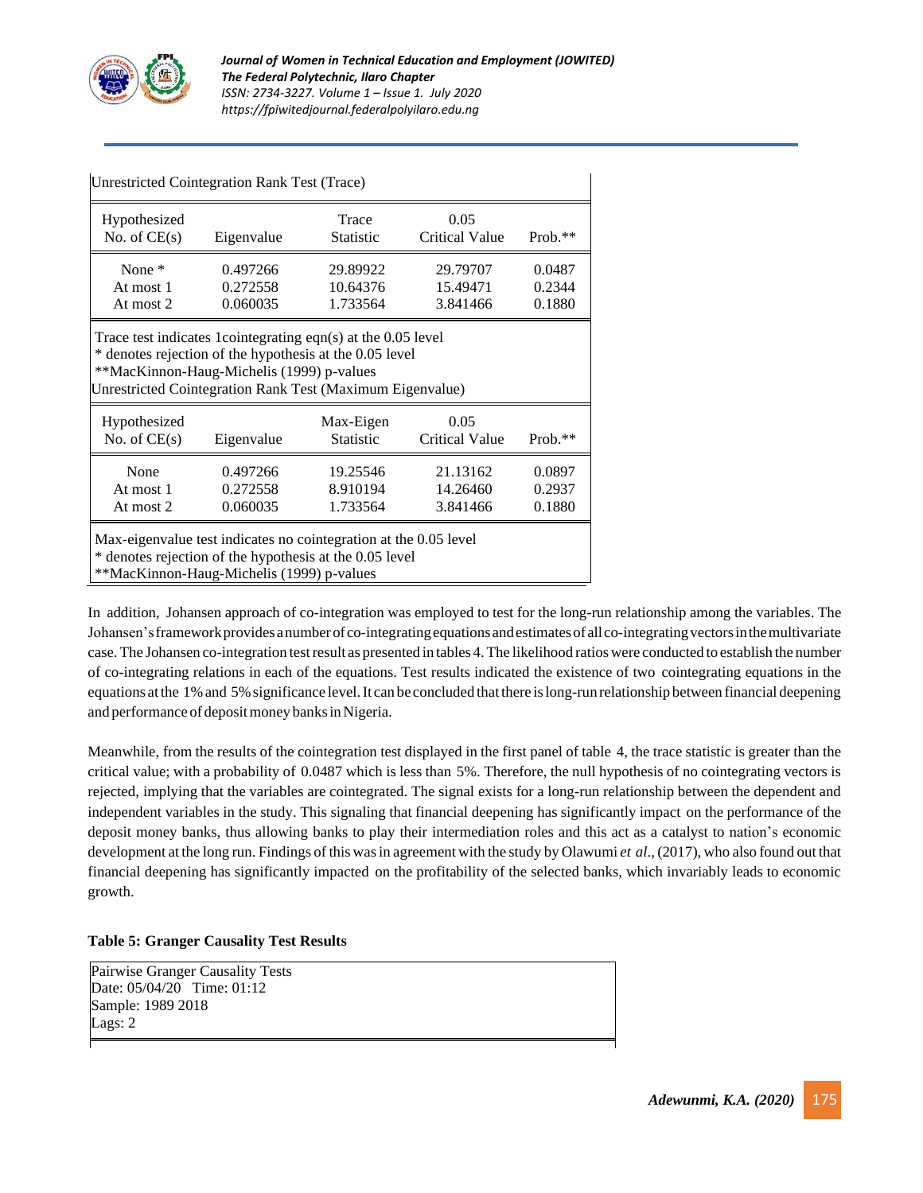Unrestricted Cointegration Rank Test (Trace)

| Hypothesized No. of CE(s) | Eigenvalue | Trace Statistic | 0.05 Critical Value | Prob.** |
|---|---|---|---|---|
| None * | 0.497266 | 29.89922 | 29.79707 | 0.0487 |
| At most 1 | 0.272558 | 10.64376 | 15.49471 | 0.2344 |
| At most 2 | 0.060035 | 1.733564 | 3.841466 | 0.1880 |

Trace test indicates 1cointegrating eqn(s) at the 0.05 level
* denotes rejection of the hypothesis at the 0.05 level
**MacKinnon-Haug-Michelis (1999) p-values

Unrestricted Cointegration Rank Test (Maximum Eigenvalue)

| Hypothesized No. of CE(s) | Eigenvalue | Max-Eigen Statistic | 0.05 Critical Value | Prob.** |
|---|---|---|---|---|
| None | 0.497266 | 19.25546 | 21.13162 | 0.0897 |
| At most 1 | 0.272558 | 8.910194 | 14.26460 | 0.2937 |
| At most 2 | 0.060035 | 1.733564 | 3.841466 | 0.1880 |

Max-eigenvalue test indicates no cointegration at the 0.05 level
* denotes rejection of the hypothesis at the 0.05 level
**MacKinnon-Haug-Michelis (1999) p-values

In addition, Johansen approach of co-integration was employed to test for the long-run relationship among the variables. The Johansen's framework provides a number of co-integrating equations and estimates of all co-integrating vectors in the multivariate case. The Johansen co-integration test result as presented in tables 4. The likelihood ratios were conducted to establish the number of co-integrating relations in each of the equations. Test results indicated the existence of two cointegrating equations in the equations at the 1% and 5% significance level. It can be concluded that there is long-run relationship between financial deepening and performance of deposit money banks in Nigeria.

Meanwhile, from the results of the cointegration test displayed in the first panel of table 4, the trace statistic is greater than the critical value; with a probability of 0.0487 which is less than 5%. Therefore, the null hypothesis of no cointegrating vectors is rejected, implying that the variables are cointegrated. The signal exists for a long-run relationship between the dependent and independent variables in the study. This signaling that financial deepening has significantly impact on the performance of the deposit money banks, thus allowing banks to play their intermediation roles and this act as a catalyst to nation's economic development at the long run. Findings of this was in agreement with the study by Olawumi *et al*., (2017), who also found out that financial deepening has significantly impacted on the profitability of the selected banks, which invariably leads to economic growth.

**Table 5: Granger Causality Test Results**

Pairwise Granger Causality Tests
Date: 05/04/20 Time: 01:12
Sample: 1989 2018
Lags: 2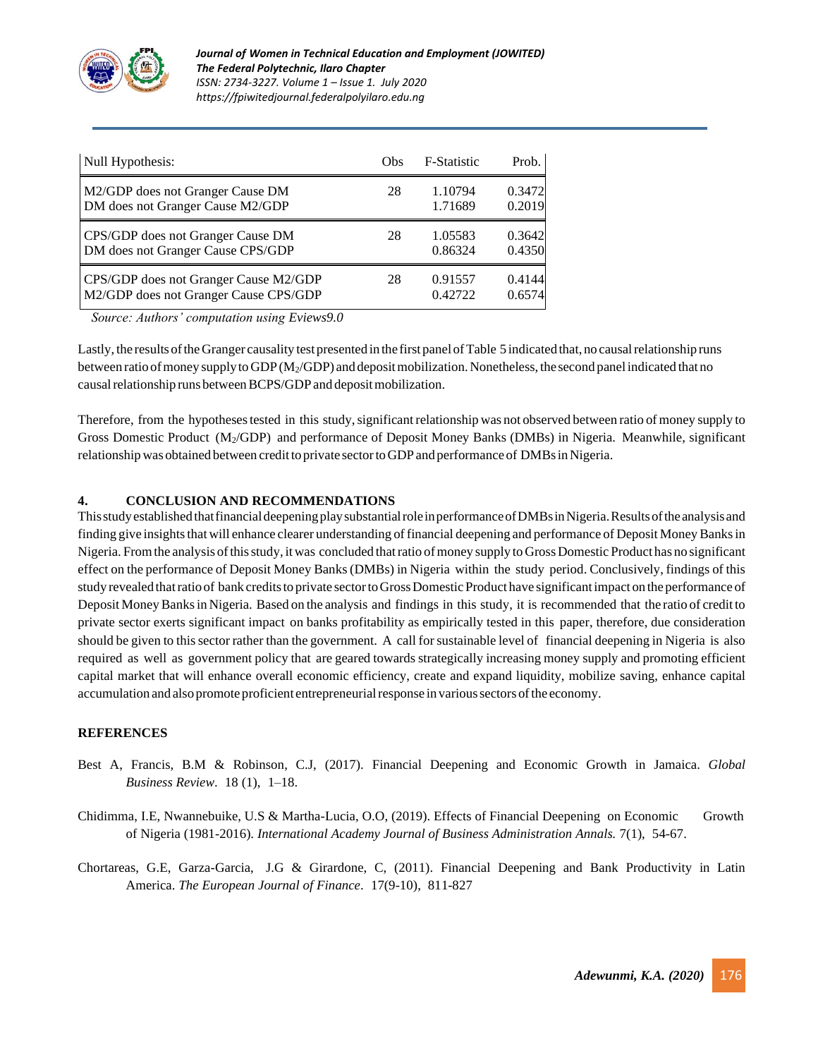| Null Hypothesis: | Obs | F-Statistic | Prob. |
|---|---|---|---|
| M2/GDP does not Granger Cause DM | 28 | 1.10794 | 0.3472 |
| DM does not Granger Cause M2/GDP | | 1.71689 | 0.2019 |
| CPS/GDP does not Granger Cause DM | 28 | 1.05583 | 0.3642 |
| DM does not Granger Cause CPS/GDP | | 0.86324 | 0.4350 |
| CPS/GDP does not Granger Cause M2/GDP | 28 | 0.91557 | 0.4144 |
| M2/GDP does not Granger Cause CPS/GDP | | 0.42722 | 0.6574 |

*Source: Authors' computation using Eviews9.0*

Lastly, the results of the Granger causality test presented in the first panel of Table 5 indicated that, no causal relationship runs between ratio of money supply to GDP ($M_2$/GDP) and deposit mobilization. Nonetheless, the second panel indicated that no causal relationship runs between BCPS/GDP and deposit mobilization.

Therefore, from the hypotheses tested in this study, significant relationship was not observed between ratio of money supply to Gross Domestic Product ($M_2$/GDP) and performance of Deposit Money Banks (DMBs) in Nigeria. Meanwhile, significant relationship was obtained between credit to private sector to GDP and performance of DMBs in Nigeria.

## 4. CONCLUSION AND RECOMMENDATIONS

This study established that financial deepening play substantial role in performance of DMBs in Nigeria. Results of the analysis and finding give insights that will enhance clearer understanding of financial deepening and performance of Deposit Money Banks in Nigeria. From the analysis of this study, it was concluded that ratio of money supply to Gross Domestic Product has no significant effect on the performance of Deposit Money Banks (DMBs) in Nigeria within the study period. Conclusively, findings of this study revealed that ratio of bank credits to private sector to Gross Domestic Product have significant impact on the performance of Deposit Money Banks in Nigeria. Based on the analysis and findings in this study, it is recommended that the ratio of credit to private sector exerts significant impact on banks profitability as empirically tested in this paper, therefore, due consideration should be given to this sector rather than the government. A call for sustainable level of financial deepening in Nigeria is also required as well as government policy that are geared towards strategically increasing money supply and promoting efficient capital market that will enhance overall economic efficiency, create and expand liquidity, mobilize saving, enhance capital accumulation and also promote proficient entrepreneurial response in various sectors of the economy.

## REFERENCES

Best A, Francis, B.M & Robinson, C.J, (2017). Financial Deepening and Economic Growth in Jamaica. *Global Business Review*. 18 (1), 1–18.

Chidimma, I.E, Nwannebuike, U.S & Martha-Lucia, O.O, (2019). Effects of Financial Deepening on Economic Growth of Nigeria (1981-2016). *International Academy Journal of Business Administration Annals.* 7(1), 54-67.

Chortareas, G.E, Garza-Garcia, J.G & Girardone, C, (2011). Financial Deepening and Bank Productivity in Latin America. *The European Journal of Finance*. 17(9-10), 811-827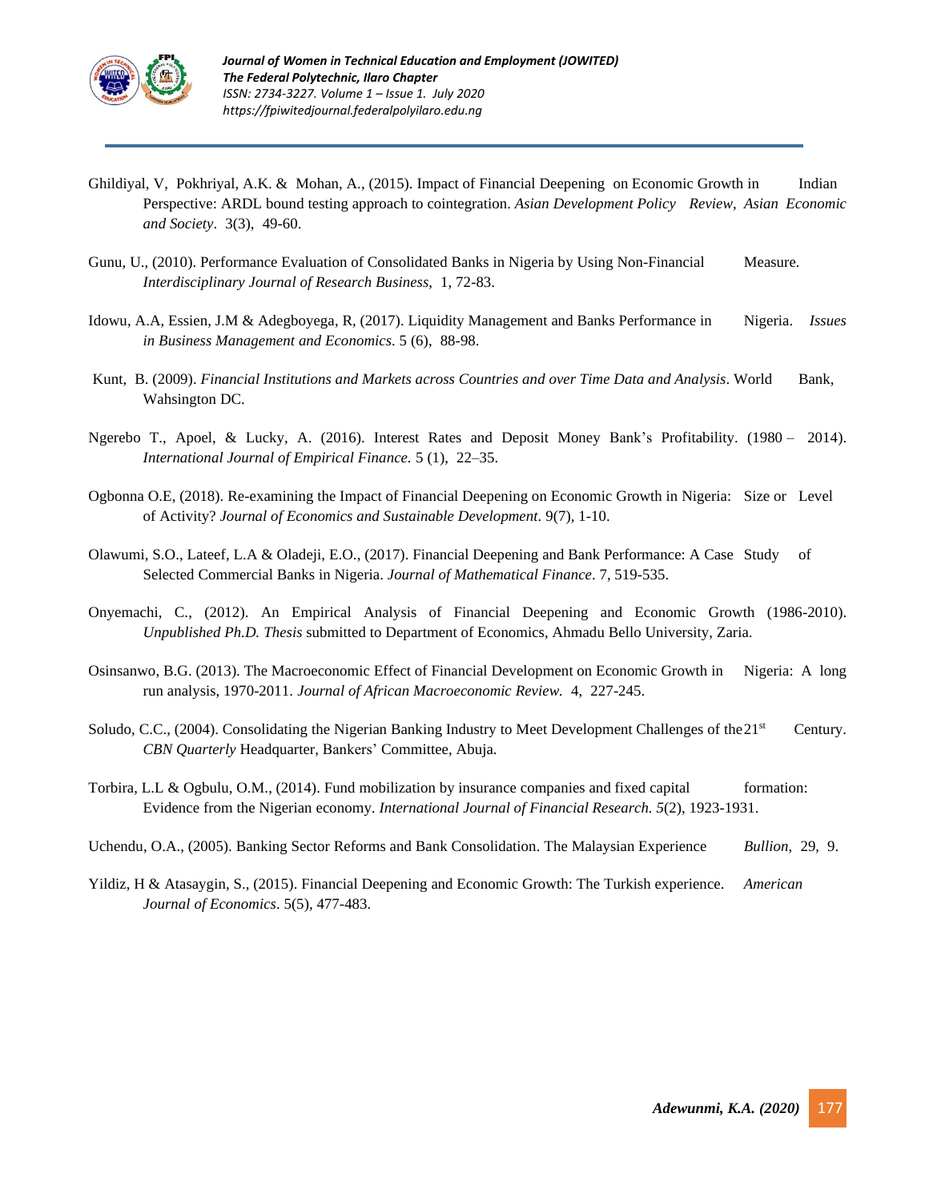Ghildiyal, V, Pokhriyal, A.K. & Mohan, A., (2015). Impact of Financial Deepening on Economic Growth in Indian Perspective: ARDL bound testing approach to cointegration. *Asian Development Policy Review, Asian Economic and Society*. 3(3), 49-60.

Gunu, U., (2010). Performance Evaluation of Consolidated Banks in Nigeria by Using Non-Financial Measure. *Interdisciplinary Journal of Research Business*, 1, 72-83.

Idowu, A.A, Essien, J.M & Adegboyega, R, (2017). Liquidity Management and Banks Performance in Nigeria. *Issues in Business Management and Economics*. 5 (6), 88-98.

Kunt, B. (2009). *Financial Institutions and Markets across Countries and over Time Data and Analysis*. World Bank, Wahsington DC.

Ngerebo T., Apoel, & Lucky, A. (2016). Interest Rates and Deposit Money Bank's Profitability. (1980 – 2014). *International Journal of Empirical Finance.* 5 (1), 22–35.

Ogbonna O.E, (2018). Re-examining the Impact of Financial Deepening on Economic Growth in Nigeria: Size or Level of Activity? *Journal of Economics and Sustainable Development*. 9(7), 1-10.

Olawumi, S.O., Lateef, L.A & Oladeji, E.O., (2017). Financial Deepening and Bank Performance: A Case Study of Selected Commercial Banks in Nigeria. *Journal of Mathematical Finance*. 7, 519-535.

Onyemachi, C., (2012). An Empirical Analysis of Financial Deepening and Economic Growth (1986-2010). *Unpublished Ph.D. Thesis* submitted to Department of Economics, Ahmadu Bello University, Zaria.

Osinsanwo, B.G. (2013). The Macroeconomic Effect of Financial Development on Economic Growth in Nigeria: A long run analysis, 1970-2011. *Journal of African Macroeconomic Review.* 4, 227-245.

Soludo, C.C., (2004). Consolidating the Nigerian Banking Industry to Meet Development Challenges of the 21st Century. *CBN Quarterly* Headquarter, Bankers' Committee, Abuja.

Torbira, L.L & Ogbulu, O.M., (2014). Fund mobilization by insurance companies and fixed capital formation: Evidence from the Nigerian economy. *International Journal of Financial Research. 5*(2), 1923-1931.

Uchendu, O.A., (2005). Banking Sector Reforms and Bank Consolidation. The Malaysian Experience *Bullion*, 29, 9.

Yildiz, H & Atasaygin, S., (2015). Financial Deepening and Economic Growth: The Turkish experience. *American Journal of Economics*. 5(5), 477-483.